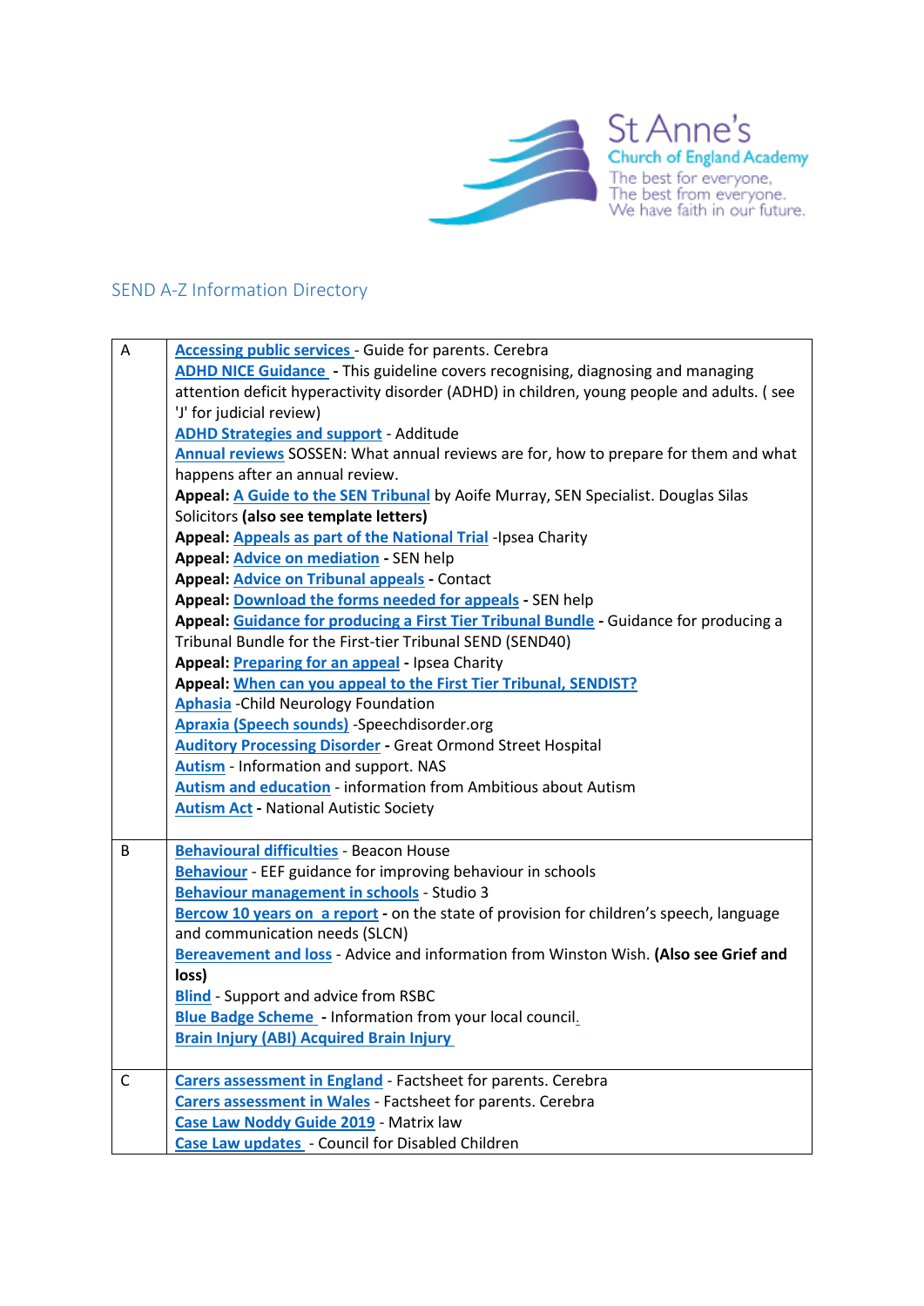St Anne's
Church of England Academy
The best for everyone.
The best from everyone.
We have faith in our future.

## SEND A-Z Information Directory

| | |
|---|---|
| A | **Accessing public services** - Guide for parents. Cerebra<br>**ADHD NICE Guidance** - This guideline covers recognising, diagnosing and managing attention deficit hyperactivity disorder (ADHD) in children, young people and adults. ( see 'J' for judicial review)<br>**ADHD Strategies and support** - Additude<br>**Annual reviews** SOSSEN: What annual reviews are for, how to prepare for them and what happens after an annual review.<br>**Appeal: A Guide to the SEN Tribunal** by Aoife Murray, SEN Specialist. Douglas Silas Solicitors **(also see template letters)**<br>**Appeal: Appeals as part of the National Trial** -Ipsea Charity<br>**Appeal: Advice on mediation** - SEN help<br>**Appeal: Advice on Tribunal appeals** - Contact<br>**Appeal: Download the forms needed for appeals** - SEN help<br>**Appeal: Guidance for producing a First Tier Tribunal Bundle** - Guidance for producing a Tribunal Bundle for the First-tier Tribunal SEND (SEND40)<br>**Appeal: Preparing for an appeal** - Ipsea Charity<br>**Appeal: When can you appeal to the First Tier Tribunal, SENDIST?**<br>**Aphasia** -Child Neurology Foundation<br>**Apraxia (Speech sounds)** -Speechdisorder.org<br>**Auditory Processing Disorder** - Great Ormond Street Hospital<br>**Autism** - Information and support. NAS<br>**Autism and education** - information from Ambitious about Autism<br>**Autism Act** - National Autistic Society |
| B | **Behavioural difficulties** - Beacon House<br>**Behaviour** - EEF guidance for improving behaviour in schools<br>**Behaviour management in schools** - Studio 3<br>**Bercow 10 years on a report** - on the state of provision for children's speech, language and communication needs (SLCN)<br>**Bereavement and loss** - Advice and information from Winston Wish. **(Also see Grief and loss)**<br>**Blind** - Support and advice from RSBC<br>**Blue Badge Scheme** - Information from your local council.<br>**Brain Injury (ABI) Acquired Brain Injury** |
| C | **Carers assessment in England** - Factsheet for parents. Cerebra<br>**Carers assessment in Wales** - Factsheet for parents. Cerebra<br>**Case Law Noddy Guide 2019** - Matrix law<br>**Case Law updates** - Council for Disabled Children |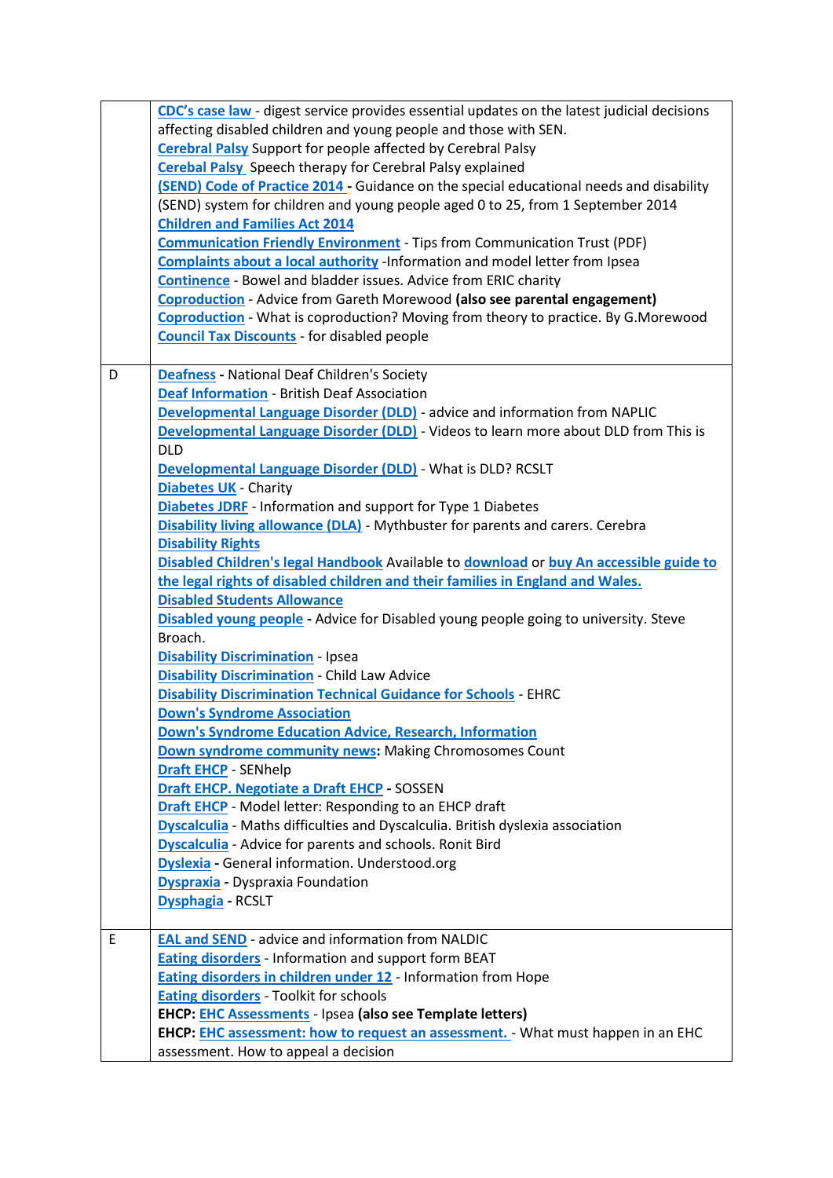| | |
|---|---|
| | **CDC's case law** - digest service provides essential updates on the latest judicial decisions affecting disabled children and young people and those with SEN.<br>**Cerebral Palsy** Support for people affected by Cerebral Palsy<br>**Cerebal Palsy** Speech therapy for Cerebral Palsy explained<br>**(SEND) Code of Practice 2014** - Guidance on the special educational needs and disability (SEND) system for children and young people aged 0 to 25, from 1 September 2014<br>**Children and Families Act 2014**<br>**Communication Friendly Environment** - Tips from Communication Trust (PDF)<br>**Complaints about a local authority** -Information and model letter from Ipsea<br>**Continence** - Bowel and bladder issues. Advice from ERIC charity<br>**Coproduction** - Advice from Gareth Morewood **(also see parental engagement)**<br>**Coproduction** - What is coproduction? Moving from theory to practice. By G.Morewood<br>**Council Tax Discounts** - for disabled people |
| D | **Deafness** - National Deaf Children's Society<br>**Deaf Information** - British Deaf Association<br>**Developmental Language Disorder (DLD)** - advice and information from NAPLIC<br>**Developmental Language Disorder (DLD)** - Videos to learn more about DLD from This is DLD<br>**Developmental Language Disorder (DLD)** - What is DLD? RCSLT<br>**Diabetes UK** - Charity<br>**Diabetes JDRF** - Information and support for Type 1 Diabetes<br>**Disability living allowance (DLA)** - Mythbuster for parents and carers. Cerebra<br>**Disability Rights**<br>**Disabled Children's legal Handbook** Available to **download** or **buy An accessible guide to the legal rights of disabled children and their families in England and Wales.**<br>**Disabled Students Allowance**<br>**Disabled young people** - Advice for Disabled young people going to university. Steve Broach.<br>**Disability Discrimination** - Ipsea<br>**Disability Discrimination** - Child Law Advice<br>**Disability Discrimination Technical Guidance for Schools** - EHRC<br>**Down's Syndrome Association**<br>**Down's Syndrome Education Advice, Research, Information**<br>**Down syndrome community news**: Making Chromosomes Count<br>**Draft EHCP** - SENhelp<br>**Draft EHCP. Negotiate a Draft EHCP** - SOSSEN<br>**Draft EHCP** - Model letter: Responding to an EHCP draft<br>**Dyscalculia** - Maths difficulties and Dyscalculia. British dyslexia association<br>**Dyscalculia** - Advice for parents and schools. Ronit Bird<br>**Dyslexia** - General information. Understood.org<br>**Dyspraxia** - Dyspraxia Foundation<br>**Dysphagia** - RCSLT |
| E | **EAL and SEND** - advice and information from NALDIC<br>**Eating disorders** - Information and support form BEAT<br>**Eating disorders in children under 12** - Information from Hope<br>**Eating disorders** - Toolkit for schools<br>**EHCP: EHC Assessments** - Ipsea **(also see Template letters)**<br>**EHCP: EHC assessment: how to request an assessment.** - What must happen in an EHC assessment. How to appeal a decision |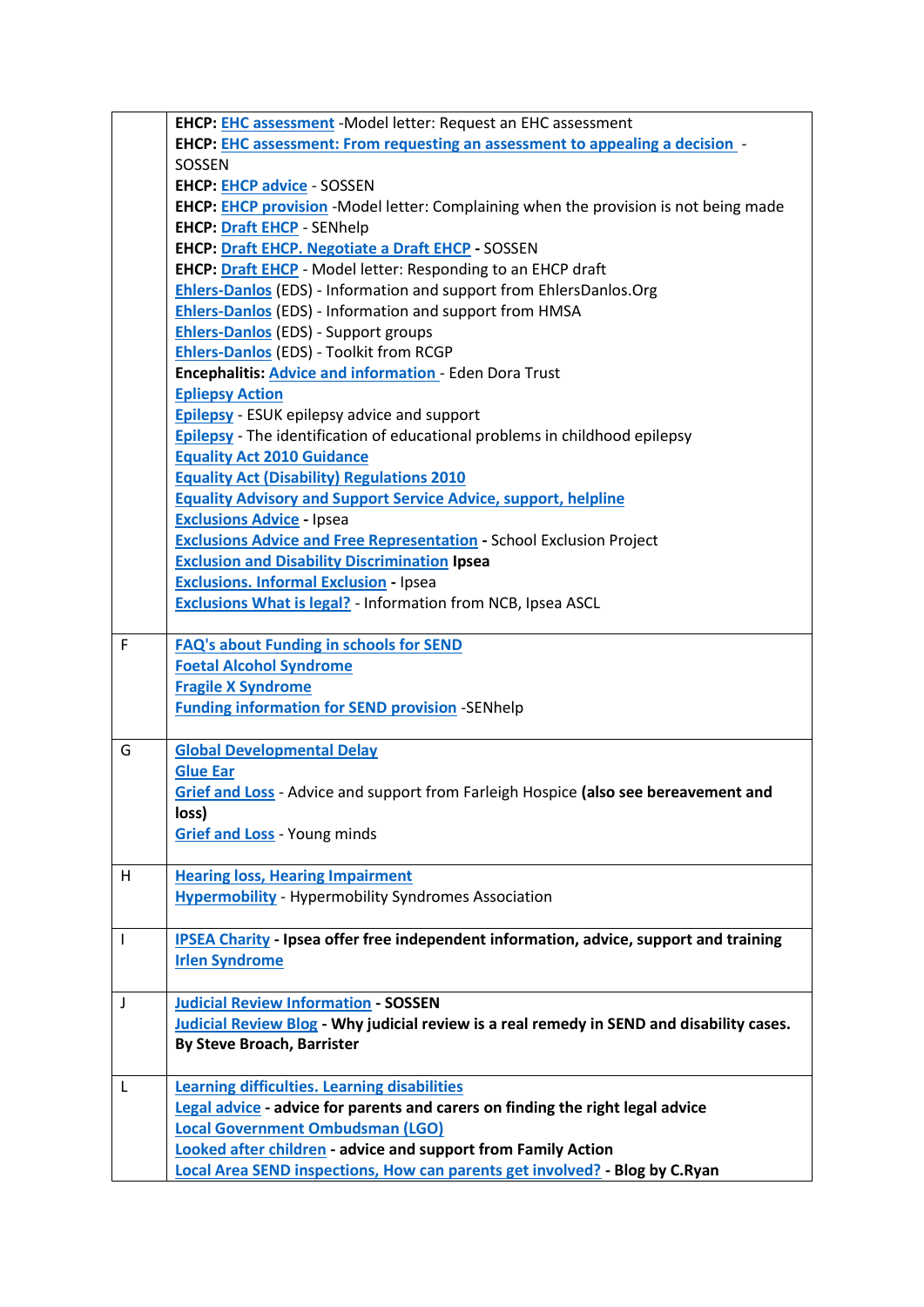| | |
|---|---|
| | **EHCP:** EHC assessment -Model letter: Request an EHC assessment<br>**EHCP:** EHC assessment: From requesting an assessment to appealing a decision - SOSSEN<br>**EHCP:** EHCP advice - SOSSEN<br>**EHCP:** EHCP provision -Model letter: Complaining when the provision is not being made<br>**EHCP:** Draft EHCP - SENhelp<br>**EHCP:** Draft EHCP. Negotiate a Draft EHCP **-** SOSSEN<br>**EHCP:** Draft EHCP - Model letter: Responding to an EHCP draft<br>Ehlers-Danlos (EDS) - Information and support from EhlersDanlos.Org<br>Ehlers-Danlos (EDS) - Information and support from HMSA<br>Ehlers-Danlos (EDS) - Support groups<br>Ehlers-Danlos (EDS) - Toolkit from RCGP<br>**Encephalitis:** Advice and information - Eden Dora Trust<br>Epilepsy Action<br>Epilepsy - ESUK epilepsy advice and support<br>Epilepsy - The identification of educational problems in childhood epilepsy<br>Equality Act 2010 Guidance<br>Equality Act (Disability) Regulations 2010<br>Equality Advisory and Support Service Advice, support, helpline<br>Exclusions Advice **-** Ipsea<br>Exclusions Advice and Free Representation **-** School Exclusion Project<br>Exclusion and Disability Discrimination **Ipsea**<br>Exclusions. Informal Exclusion **-** Ipsea<br>Exclusions What is legal? - Information from NCB, Ipsea ASCL |
| F | FAQ's about Funding in schools for SEND<br>Foetal Alcohol Syndrome<br>Fragile X Syndrome<br>Funding information for SEND provision -SENhelp |
| G | Global Developmental Delay<br>Glue Ear<br>Grief and Loss - Advice and support from Farleigh Hospice **(also see bereavement and loss)**<br>Grief and Loss - Young minds |
| H | Hearing loss, Hearing Impairment<br>Hypermobility - Hypermobility Syndromes Association |
| I | IPSEA Charity **- Ipsea offer free independent information, advice, support and training**<br>Irlen Syndrome |
| J | Judicial Review Information **- SOSSEN**<br>Judicial Review Blog **- Why judicial review is a real remedy in SEND and disability cases. By Steve Broach, Barrister** |
| L | Learning difficulties. Learning disabilities<br>Legal advice **- advice for parents and carers on finding the right legal advice**<br>Local Government Ombudsman (LGO)<br>Looked after children **- advice and support from Family Action**<br>Local Area SEND inspections, How can parents get involved? **- Blog by C.Ryan** |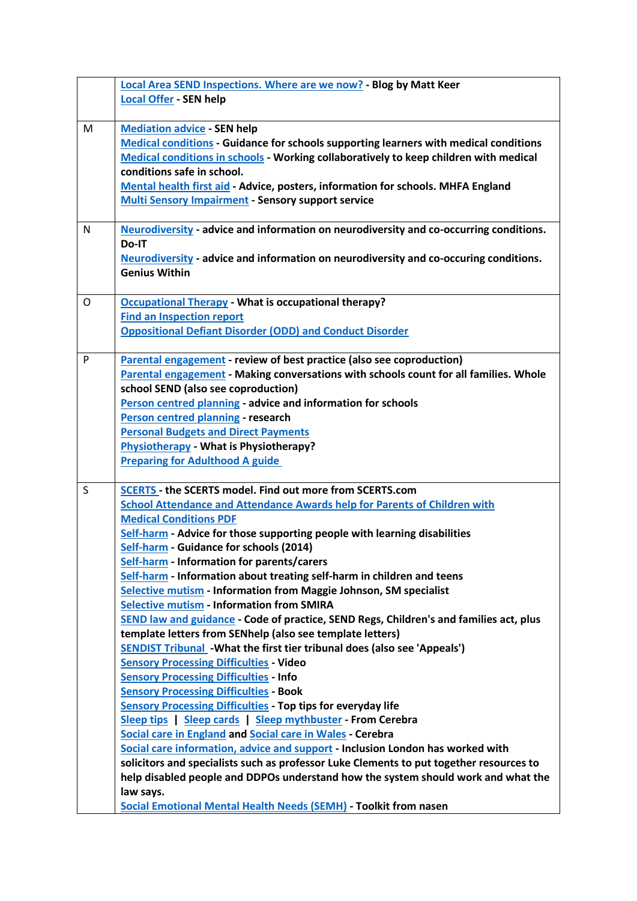| | |
|---|---|
| | **Local Area SEND Inspections. Where are we now?** - Blog by Matt Keer<br>**Local Offer** - SEN help |
| M | **Mediation advice** - SEN help<br>**Medical conditions** - Guidance for schools supporting learners with medical conditions<br>**Medical conditions in schools** - Working collaboratively to keep children with medical conditions safe in school.<br>**Mental health first aid** - Advice, posters, information for schools. MHFA England<br>**Multi Sensory Impairment** - Sensory support service |
| N | **Neurodiversity** - advice and information on neurodiversity and co-occurring conditions. Do-IT<br>**Neurodiversity** - advice and information on neurodiversity and co-occuring conditions. Genius Within |
| O | **Occupational Therapy** - What is occupational therapy?<br>**Find an Inspection report**<br>**Oppositional Defiant Disorder (ODD) and Conduct Disorder** |
| P | **Parental engagement** - review of best practice (also see coproduction)<br>**Parental engagement** - Making conversations with schools count for all families. Whole school SEND (also see coproduction)<br>**Person centred planning** - advice and information for schools<br>**Person centred planning** - research<br>**Personal Budgets and Direct Payments**<br>**Physiotherapy** - What is Physiotherapy?<br>**Preparing for Adulthood A guide** |
| S | **SCERTS** - the SCERTS model. Find out more from SCERTS.com<br>**School Attendance and Attendance Awards help for Parents of Children with Medical Conditions PDF**<br>**Self-harm** - Advice for those supporting people with learning disabilities<br>**Self-harm** - Guidance for schools (2014)<br>**Self-harm** - Information for parents/carers<br>**Self-harm** - Information about treating self-harm in children and teens<br>**Selective mutism** - Information from Maggie Johnson, SM specialist<br>**Selective mutism** - Information from SMIRA<br>**SEND law and guidance** - Code of practice, SEND Regs, Children's and families act, plus template letters from SENhelp (also see template letters)<br>**SENDIST Tribunal** -What the first tier tribunal does (also see 'Appeals')<br>**Sensory Processing Difficulties** - Video<br>**Sensory Processing Difficulties** - Info<br>**Sensory Processing Difficulties** - Book<br>**Sensory Processing Difficulties** - Top tips for everyday life<br>**Sleep tips** \| **Sleep cards** \| **Sleep mythbuster** - From Cerebra<br>**Social care in England** and **Social care in Wales** - Cerebra<br>**Social care information, advice and support** - Inclusion London has worked with solicitors and specialists such as professor Luke Clements to put together resources to help disabled people and DDPOs understand how the system should work and what the law says.<br>**Social Emotional Mental Health Needs (SEMH)** - Toolkit from nasen |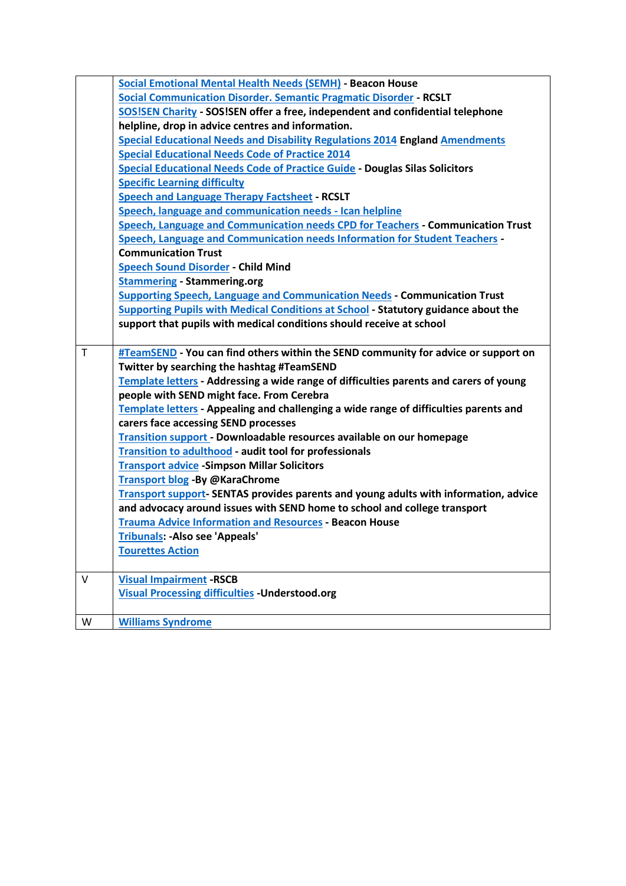| | |
|---|---|
| | Social Emotional Mental Health Needs (SEMH) **- Beacon House**<br>Social Communication Disorder. Semantic Pragmatic Disorder **- RCSLT**<br>SOS!SEN Charity **- SOS!SEN offer a free, independent and confidential telephone helpline, drop in advice centres and information.**<br>Special Educational Needs and Disability Regulations 2014 **England** Amendments<br>Special Educational Needs Code of Practice 2014<br>Special Educational Needs Code of Practice Guide **- Douglas Silas Solicitors**<br>Specific Learning difficulty<br>Speech and Language Therapy Factsheet **- RCSLT**<br>Speech, language and communication needs - Ican helpline<br>Speech, Language and Communication needs CPD for Teachers **- Communication Trust**<br>Speech, Language and Communication needs Information for Student Teachers **- Communication Trust**<br>Speech Sound Disorder **- Child Mind**<br>Stammering **- Stammering.org**<br>Supporting Speech, Language and Communication Needs **- Communication Trust**<br>Supporting Pupils with Medical Conditions at School **- Statutory guidance about the support that pupils with medical conditions should receive at school** |
| T | #TeamSEND **- You can find others within the SEND community for advice or support on Twitter by searching the hashtag #TeamSEND**<br>Template letters **- Addressing a wide range of difficulties parents and carers of young people with SEND might face. From Cerebra**<br>Template letters **- Appealing and challenging a wide range of difficulties parents and carers face accessing SEND processes**<br>Transition support **- Downloadable resources available on our homepage**<br>Transition to adulthood **- audit tool for professionals**<br>Transport advice **-Simpson Millar Solicitors**<br>Transport blog **-By @KaraChrome**<br>Transport support**- SENTAS provides parents and young adults with information, advice and advocacy around issues with SEND home to school and college transport**<br>Trauma Advice Information and Resources **- Beacon House**<br>Tribunals**: -Also see 'Appeals'**<br>Tourettes Action |
| V | Visual Impairment **-RSCB**<br>Visual Processing difficulties **-Understood.org** |
| W | Williams Syndrome |